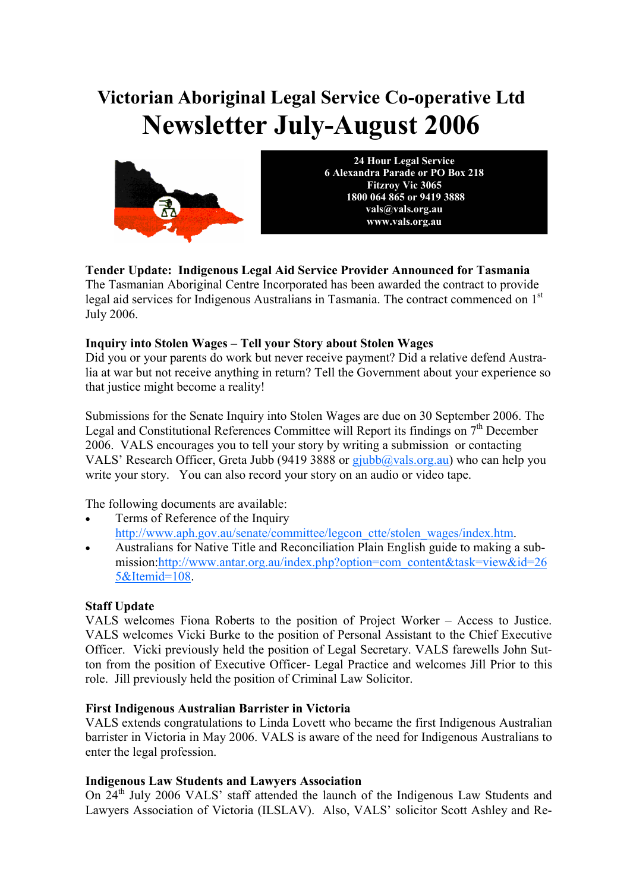# Victorian Aboriginal Legal Service Co-operative Ltd

# Newsletter July-August 2006

**24 Hour Legal Service**
**6 Alexandra Parade or PO Box 218**
**Fitzroy Vic 3065**
**1800 064 865 or 9419 3888**
**vals@vals.org.au**
**www.vals.org.au**

**Tender Update: Indigenous Legal Aid Service Provider Announced for Tasmania**

The Tasmanian Aboriginal Centre Incorporated has been awarded the contract to provide legal aid services for Indigenous Australians in Tasmania. The contract commenced on 1st July 2006.

**Inquiry into Stolen Wages – Tell your Story about Stolen Wages**

Did you or your parents do work but never receive payment? Did a relative defend Australia at war but not receive anything in return? Tell the Government about your experience so that justice might become a reality!

Submissions for the Senate Inquiry into Stolen Wages are due on 30 September 2006. The Legal and Constitutional References Committee will Report its findings on 7th December 2006. VALS encourages you to tell your story by writing a submission or contacting VALS' Research Officer, Greta Jubb (9419 3888 or gjubb@vals.org.au) who can help you write your story. You can also record your story on an audio or video tape.

The following documents are available:

- Terms of Reference of the Inquiry http://www.aph.gov.au/senate/committee/legcon_ctte/stolen_wages/index.htm.
- Australians for Native Title and Reconciliation Plain English guide to making a submission: http://www.antar.org.au/index.php?option=com_content&task=view&id=265&Itemid=108.

**Staff Update**

VALS welcomes Fiona Roberts to the position of Project Worker – Access to Justice. VALS welcomes Vicki Burke to the position of Personal Assistant to the Chief Executive Officer. Vicki previously held the position of Legal Secretary. VALS farewells John Sutton from the position of Executive Officer- Legal Practice and welcomes Jill Prior to this role. Jill previously held the position of Criminal Law Solicitor.

**First Indigenous Australian Barrister in Victoria**

VALS extends congratulations to Linda Lovett who became the first Indigenous Australian barrister in Victoria in May 2006. VALS is aware of the need for Indigenous Australians to enter the legal profession.

**Indigenous Law Students and Lawyers Association**

On 24th July 2006 VALS' staff attended the launch of the Indigenous Law Students and Lawyers Association of Victoria (ILSLAV). Also, VALS' solicitor Scott Ashley and Re-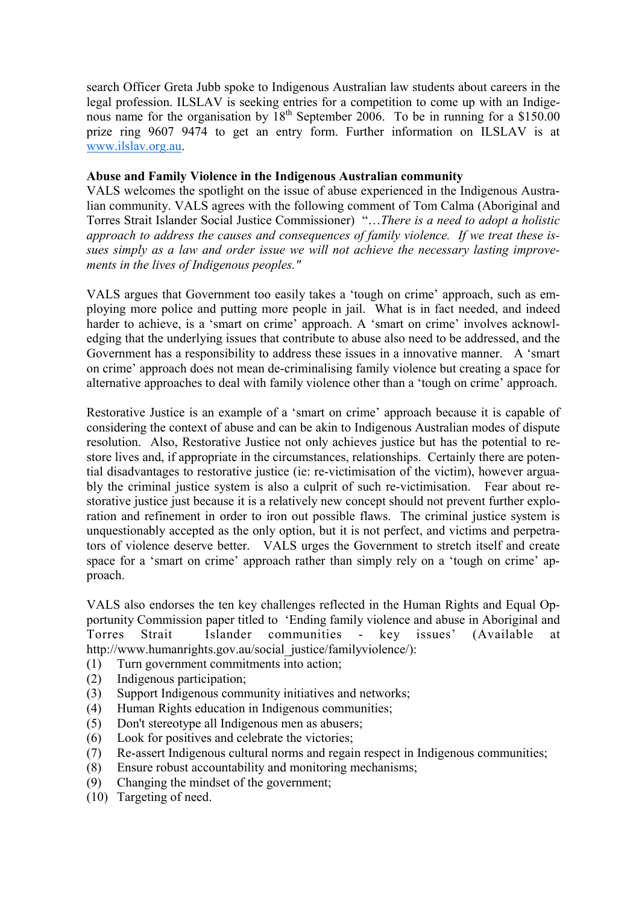search Officer Greta Jubb spoke to Indigenous Australian law students about careers in the legal profession. ILSLAV is seeking entries for a competition to come up with an Indigenous name for the organisation by 18th September 2006. To be in running for a $150.00 prize ring 9607 9474 to get an entry form. Further information on ILSLAV is at www.ilslav.org.au.

**Abuse and Family Violence in the Indigenous Australian community**

VALS welcomes the spotlight on the issue of abuse experienced in the Indigenous Australian community. VALS agrees with the following comment of Tom Calma (Aboriginal and Torres Strait Islander Social Justice Commissioner) "…*There is a need to adopt a holistic approach to address the causes and consequences of family violence. If we treat these issues simply as a law and order issue we will not achieve the necessary lasting improvements in the lives of Indigenous peoples."*

VALS argues that Government too easily takes a 'tough on crime' approach, such as employing more police and putting more people in jail. What is in fact needed, and indeed harder to achieve, is a 'smart on crime' approach. A 'smart on crime' involves acknowledging that the underlying issues that contribute to abuse also need to be addressed, and the Government has a responsibility to address these issues in a innovative manner. A 'smart on crime' approach does not mean de-criminalising family violence but creating a space for alternative approaches to deal with family violence other than a 'tough on crime' approach.

Restorative Justice is an example of a 'smart on crime' approach because it is capable of considering the context of abuse and can be akin to Indigenous Australian modes of dispute resolution. Also, Restorative Justice not only achieves justice but has the potential to restore lives and, if appropriate in the circumstances, relationships. Certainly there are potential disadvantages to restorative justice (ie: re-victimisation of the victim), however arguably the criminal justice system is also a culprit of such re-victimisation. Fear about restorative justice just because it is a relatively new concept should not prevent further exploration and refinement in order to iron out possible flaws. The criminal justice system is unquestionably accepted as the only option, but it is not perfect, and victims and perpetrators of violence deserve better. VALS urges the Government to stretch itself and create space for a 'smart on crime' approach rather than simply rely on a 'tough on crime' approach.

VALS also endorses the ten key challenges reflected in the Human Rights and Equal Opportunity Commission paper titled to 'Ending family violence and abuse in Aboriginal and Torres Strait Islander communities - key issues' (Available at http://www.humanrights.gov.au/social_justice/familyviolence/):

(1) Turn government commitments into action;
(2) Indigenous participation;
(3) Support Indigenous community initiatives and networks;
(4) Human Rights education in Indigenous communities;
(5) Don't stereotype all Indigenous men as abusers;
(6) Look for positives and celebrate the victories;
(7) Re-assert Indigenous cultural norms and regain respect in Indigenous communities;
(8) Ensure robust accountability and monitoring mechanisms;
(9) Changing the mindset of the government;
(10) Targeting of need.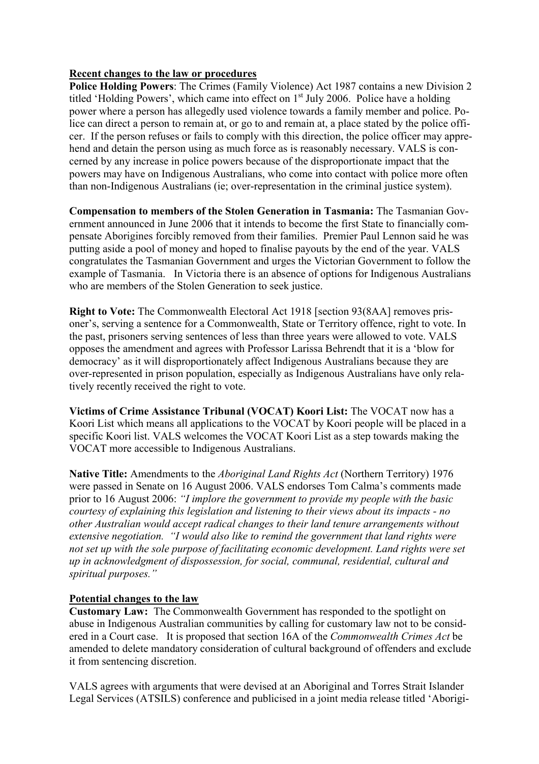## Recent changes to the law or procedures

**Police Holding Powers**: The Crimes (Family Violence) Act 1987 contains a new Division 2 titled 'Holding Powers', which came into effect on 1st July 2006. Police have a holding power where a person has allegedly used violence towards a family member and police. Police can direct a person to remain at, or go to and remain at, a place stated by the police officer. If the person refuses or fails to comply with this direction, the police officer may apprehend and detain the person using as much force as is reasonably necessary. VALS is concerned by any increase in police powers because of the disproportionate impact that the powers may have on Indigenous Australians, who come into contact with police more often than non-Indigenous Australians (ie; over-representation in the criminal justice system).

**Compensation to members of the Stolen Generation in Tasmania:** The Tasmanian Government announced in June 2006 that it intends to become the first State to financially compensate Aborigines forcibly removed from their families. Premier Paul Lennon said he was putting aside a pool of money and hoped to finalise payouts by the end of the year. VALS congratulates the Tasmanian Government and urges the Victorian Government to follow the example of Tasmania. In Victoria there is an absence of options for Indigenous Australians who are members of the Stolen Generation to seek justice.

**Right to Vote:** The Commonwealth Electoral Act 1918 [section 93(8AA] removes prisoner's, serving a sentence for a Commonwealth, State or Territory offence, right to vote. In the past, prisoners serving sentences of less than three years were allowed to vote. VALS opposes the amendment and agrees with Professor Larissa Behrendt that it is a 'blow for democracy' as it will disproportionately affect Indigenous Australians because they are over-represented in prison population, especially as Indigenous Australians have only relatively recently received the right to vote.

**Victims of Crime Assistance Tribunal (VOCAT) Koori List:** The VOCAT now has a Koori List which means all applications to the VOCAT by Koori people will be placed in a specific Koori list. VALS welcomes the VOCAT Koori List as a step towards making the VOCAT more accessible to Indigenous Australians.

**Native Title:** Amendments to the *Aboriginal Land Rights Act* (Northern Territory) 1976 were passed in Senate on 16 August 2006. VALS endorses Tom Calma's comments made prior to 16 August 2006: *"I implore the government to provide my people with the basic courtesy of explaining this legislation and listening to their views about its impacts - no other Australian would accept radical changes to their land tenure arrangements without extensive negotiation. "I would also like to remind the government that land rights were not set up with the sole purpose of facilitating economic development. Land rights were set up in acknowledgment of dispossession, for social, communal, residential, cultural and spiritual purposes."*

## Potential changes to the law

**Customary Law:** The Commonwealth Government has responded to the spotlight on abuse in Indigenous Australian communities by calling for customary law not to be considered in a Court case. It is proposed that section 16A of the *Commonwealth Crimes Act* be amended to delete mandatory consideration of cultural background of offenders and exclude it from sentencing discretion.

VALS agrees with arguments that were devised at an Aboriginal and Torres Strait Islander Legal Services (ATSILS) conference and publicised in a joint media release titled 'Aborigi-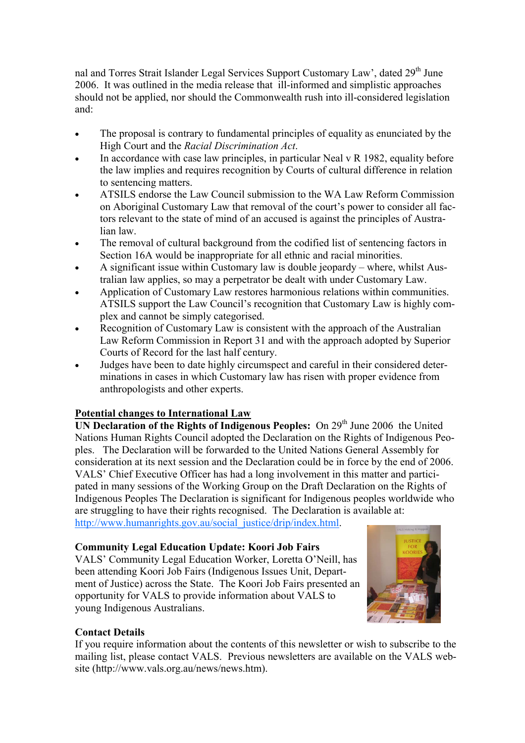nal and Torres Strait Islander Legal Services Support Customary Law', dated 29th June 2006. It was outlined in the media release that ill-informed and simplistic approaches should not be applied, nor should the Commonwealth rush into ill-considered legislation and:

- The proposal is contrary to fundamental principles of equality as enunciated by the High Court and the *Racial Discrimination Act*.
- In accordance with case law principles, in particular Neal v R 1982, equality before the law implies and requires recognition by Courts of cultural difference in relation to sentencing matters.
- ATSILS endorse the Law Council submission to the WA Law Reform Commission on Aboriginal Customary Law that removal of the court's power to consider all factors relevant to the state of mind of an accused is against the principles of Australian law.
- The removal of cultural background from the codified list of sentencing factors in Section 16A would be inappropriate for all ethnic and racial minorities.
- A significant issue within Customary law is double jeopardy – where, whilst Australian law applies, so may a perpetrator be dealt with under Customary Law.
- Application of Customary Law restores harmonious relations within communities. ATSILS support the Law Council's recognition that Customary Law is highly complex and cannot be simply categorised.
- Recognition of Customary Law is consistent with the approach of the Australian Law Reform Commission in Report 31 and with the approach adopted by Superior Courts of Record for the last half century.
- Judges have been to date highly circumspect and careful in their considered determinations in cases in which Customary law has risen with proper evidence from anthropologists and other experts.

## Potential changes to International Law

**UN Declaration of the Rights of Indigenous Peoples:** On 29th June 2006 the United Nations Human Rights Council adopted the Declaration on the Rights of Indigenous Peoples. The Declaration will be forwarded to the United Nations General Assembly for consideration at its next session and the Declaration could be in force by the end of 2006. VALS' Chief Executive Officer has had a long involvement in this matter and participated in many sessions of the Working Group on the Draft Declaration on the Rights of Indigenous Peoples The Declaration is significant for Indigenous peoples worldwide who are struggling to have their rights recognised. The Declaration is available at: http://www.humanrights.gov.au/social_justice/drip/index.html.

### Community Legal Education Update: Koori Job Fairs

VALS' Community Legal Education Worker, Loretta O'Neill, has been attending Koori Job Fairs (Indigenous Issues Unit, Department of Justice) across the State. The Koori Job Fairs presented an opportunity for VALS to provide information about VALS to young Indigenous Australians.

### Contact Details

If you require information about the contents of this newsletter or wish to subscribe to the mailing list, please contact VALS. Previous newsletters are available on the VALS website (http://www.vals.org.au/news/news.htm).